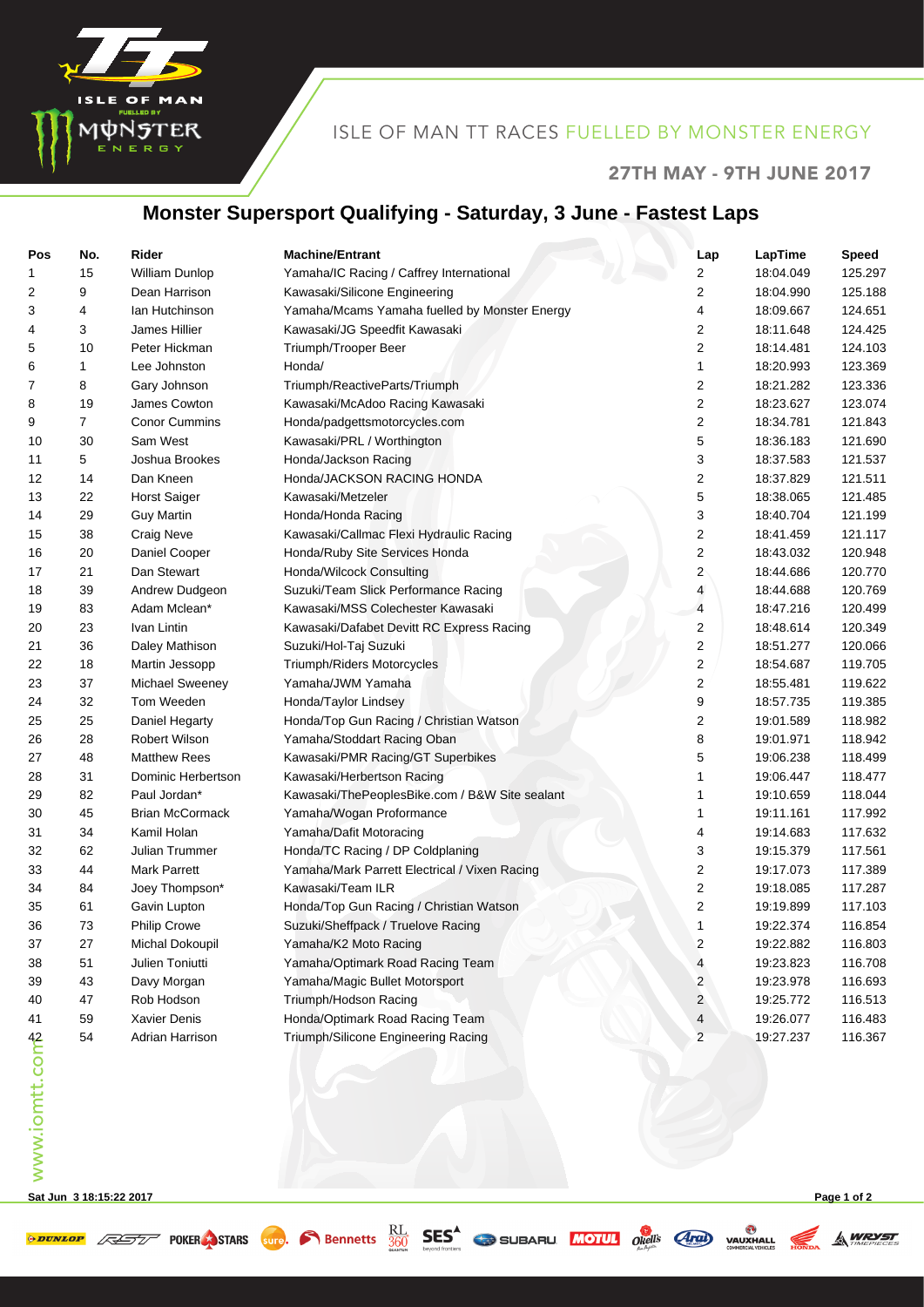ISLE OF MAN TT RACES FUELLED BY MONSTER ENERGY

27TH MAY - 9TH JUNE 2017

# Monster Supersport Qualifying - Saturday, 3 June - Fastest Laps

| Pos | No. | Rider | Machine/Entrant | Lap | LapTime | Speed |
|---|---|---|---|---|---|---|
| 1 | 15 | William Dunlop | Yamaha/IC Racing / Caffrey International | 2 | 18:04.049 | 125.297 |
| 2 | 9 | Dean Harrison | Kawasaki/Silicone Engineering | 2 | 18:04.990 | 125.188 |
| 3 | 4 | Ian Hutchinson | Yamaha/Mcams Yamaha fuelled by Monster Energy | 4 | 18:09.667 | 124.651 |
| 4 | 3 | James Hillier | Kawasaki/JG Speedfit Kawasaki | 2 | 18:11.648 | 124.425 |
| 5 | 10 | Peter Hickman | Triumph/Trooper Beer | 2 | 18:14.481 | 124.103 |
| 6 | 1 | Lee Johnston | Honda/ | 1 | 18:20.993 | 123.369 |
| 7 | 8 | Gary Johnson | Triumph/ReactiveParts/Triumph | 2 | 18:21.282 | 123.336 |
| 8 | 19 | James Cowton | Kawasaki/McAdoo Racing Kawasaki | 2 | 18:23.627 | 123.074 |
| 9 | 7 | Conor Cummins | Honda/padgettsmotorcycles.com | 2 | 18:34.781 | 121.843 |
| 10 | 30 | Sam West | Kawasaki/PRL / Worthington | 5 | 18:36.183 | 121.690 |
| 11 | 5 | Joshua Brookes | Honda/Jackson Racing | 3 | 18:37.583 | 121.537 |
| 12 | 14 | Dan Kneen | Honda/JACKSON RACING HONDA | 2 | 18:37.829 | 121.511 |
| 13 | 22 | Horst Saiger | Kawasaki/Metzeler | 5 | 18:38.065 | 121.485 |
| 14 | 29 | Guy Martin | Honda/Honda Racing | 3 | 18:40.704 | 121.199 |
| 15 | 38 | Craig Neve | Kawasaki/Callmac Flexi Hydraulic Racing | 2 | 18:41.459 | 121.117 |
| 16 | 20 | Daniel Cooper | Honda/Ruby Site Services Honda | 2 | 18:43.032 | 120.948 |
| 17 | 21 | Dan Stewart | Honda/Wilcock Consulting | 2 | 18:44.686 | 120.770 |
| 18 | 39 | Andrew Dudgeon | Suzuki/Team Slick Performance Racing | 4 | 18:44.688 | 120.769 |
| 19 | 83 | Adam Mclean* | Kawasaki/MSS Colechester Kawasaki | 4 | 18:47.216 | 120.499 |
| 20 | 23 | Ivan Lintin | Kawasaki/Dafabet Devitt RC Express Racing | 2 | 18:48.614 | 120.349 |
| 21 | 36 | Daley Mathison | Suzuki/Hol-Taj Suzuki | 2 | 18:51.277 | 120.066 |
| 22 | 18 | Martin Jessopp | Triumph/Riders Motorcycles | 2 | 18:54.687 | 119.705 |
| 23 | 37 | Michael Sweeney | Yamaha/JWM Yamaha | 2 | 18:55.481 | 119.622 |
| 24 | 32 | Tom Weeden | Honda/Taylor Lindsey | 9 | 18:57.735 | 119.385 |
| 25 | 25 | Daniel Hegarty | Honda/Top Gun Racing / Christian Watson | 2 | 19:01.589 | 118.982 |
| 26 | 28 | Robert Wilson | Yamaha/Stoddart Racing Oban | 8 | 19:01.971 | 118.942 |
| 27 | 48 | Matthew Rees | Kawasaki/PMR Racing/GT Superbikes | 5 | 19:06.238 | 118.499 |
| 28 | 31 | Dominic Herbertson | Kawasaki/Herbertson Racing | 1 | 19:06.447 | 118.477 |
| 29 | 82 | Paul Jordan* | Kawasaki/ThePeoplesBike.com / B&W Site sealant | 1 | 19:10.659 | 118.044 |
| 30 | 45 | Brian McCormack | Yamaha/Wogan Proformance | 1 | 19:11.161 | 117.992 |
| 31 | 34 | Kamil Holan | Yamaha/Dafit Motoracing | 4 | 19:14.683 | 117.632 |
| 32 | 62 | Julian Trummer | Honda/TC Racing / DP Coldplaning | 3 | 19:15.379 | 117.561 |
| 33 | 44 | Mark Parrett | Yamaha/Mark Parrett Electrical / Vixen Racing | 2 | 19:17.073 | 117.389 |
| 34 | 84 | Joey Thompson* | Kawasaki/Team ILR | 2 | 19:18.085 | 117.287 |
| 35 | 61 | Gavin Lupton | Honda/Top Gun Racing / Christian Watson | 2 | 19:19.899 | 117.103 |
| 36 | 73 | Philip Crowe | Suzuki/Sheffpack / Truelove Racing | 1 | 19:22.374 | 116.854 |
| 37 | 27 | Michal Dokoupil | Yamaha/K2 Moto Racing | 2 | 19:22.882 | 116.803 |
| 38 | 51 | Julien Toniutti | Yamaha/Optimark Road Racing Team | 4 | 19:23.823 | 116.708 |
| 39 | 43 | Davy Morgan | Yamaha/Magic Bullet Motorsport | 2 | 19:23.978 | 116.693 |
| 40 | 47 | Rob Hodson | Triumph/Hodson Racing | 2 | 19:25.772 | 116.513 |
| 41 | 59 | Xavier Denis | Honda/Optimark Road Racing Team | 4 | 19:26.077 | 116.483 |
| 42 | 54 | Adrian Harrison | Triumph/Silicone Engineering Racing | 2 | 19:27.237 | 116.367 |

Sat Jun 3 18:15:22 2017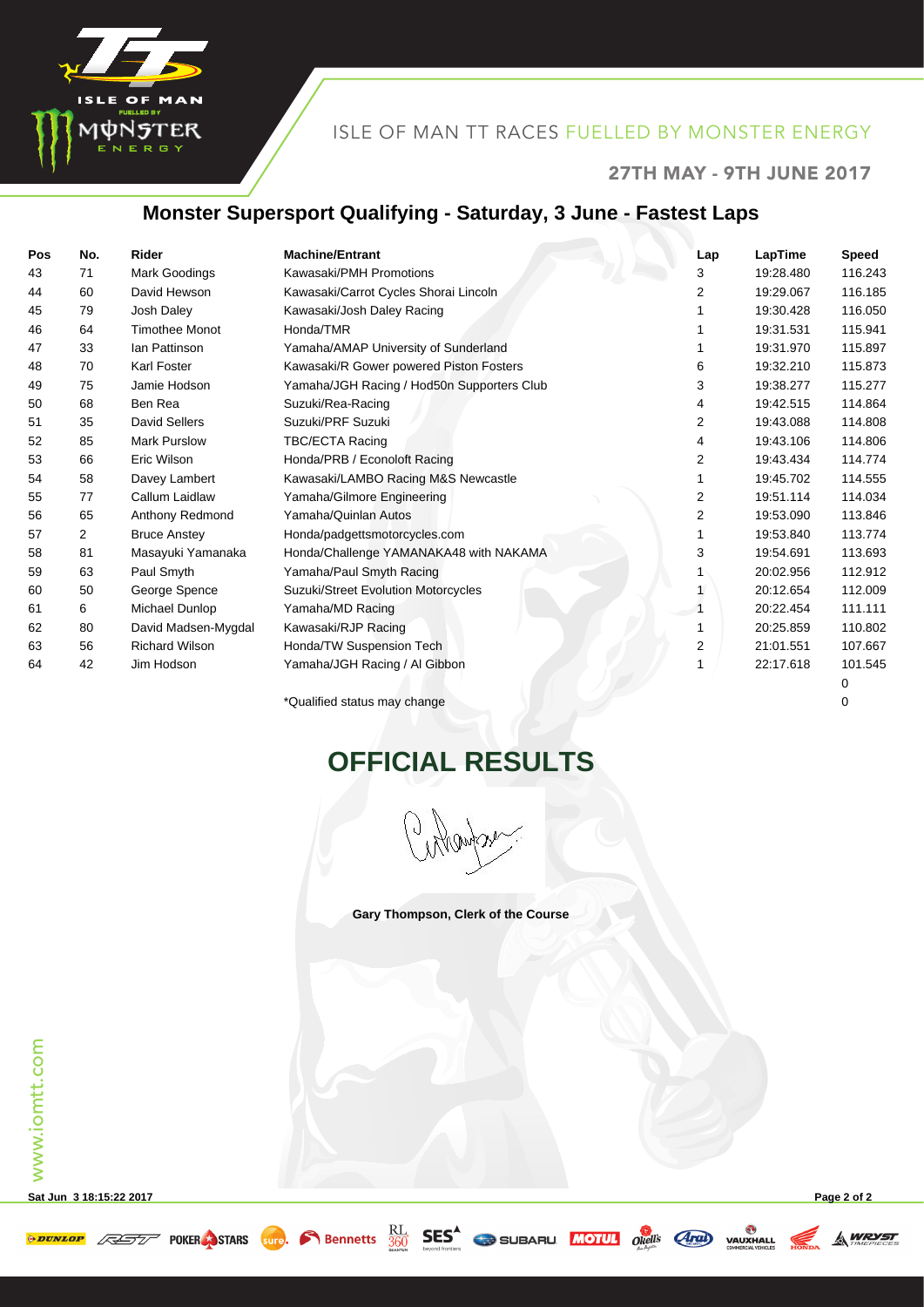## Monster Supersport Qualifying - Saturday, 3 June - Fastest Laps

| Pos | No. | Rider | Machine/Entrant | Lap | LapTime | Speed |
|---|---|---|---|---|---|---|
| 43 | 71 | Mark Goodings | Kawasaki/PMH Promotions | 3 | 19:28.480 | 116.243 |
| 44 | 60 | David Hewson | Kawasaki/Carrot Cycles Shorai Lincoln | 2 | 19:29.067 | 116.185 |
| 45 | 79 | Josh Daley | Kawasaki/Josh Daley Racing | 1 | 19:30.428 | 116.050 |
| 46 | 64 | Timothee Monot | Honda/TMR | 1 | 19:31.531 | 115.941 |
| 47 | 33 | Ian Pattinson | Yamaha/AMAP University of Sunderland | 1 | 19:31.970 | 115.897 |
| 48 | 70 | Karl Foster | Kawasaki/R Gower powered Piston Fosters | 6 | 19:32.210 | 115.873 |
| 49 | 75 | Jamie Hodson | Yamaha/JGH Racing / Hod50n Supporters Club | 3 | 19:38.277 | 115.277 |
| 50 | 68 | Ben Rea | Suzuki/Rea-Racing | 4 | 19:42.515 | 114.864 |
| 51 | 35 | David Sellers | Suzuki/PRF Suzuki | 2 | 19:43.088 | 114.808 |
| 52 | 85 | Mark Purslow | TBC/ECTA Racing | 4 | 19:43.106 | 114.806 |
| 53 | 66 | Eric Wilson | Honda/PRB / Econoloft Racing | 2 | 19:43.434 | 114.774 |
| 54 | 58 | Davey Lambert | Kawasaki/LAMBO Racing M&S Newcastle | 1 | 19:45.702 | 114.555 |
| 55 | 77 | Callum Laidlaw | Yamaha/Gilmore Engineering | 2 | 19:51.114 | 114.034 |
| 56 | 65 | Anthony Redmond | Yamaha/Quinlan Autos | 2 | 19:53.090 | 113.846 |
| 57 | 2 | Bruce Anstey | Honda/padgettsmotorcycles.com | 1 | 19:53.840 | 113.774 |
| 58 | 81 | Masayuki Yamanaka | Honda/Challenge YAMANAKA48 with NAKAMA | 3 | 19:54.691 | 113.693 |
| 59 | 63 | Paul Smyth | Yamaha/Paul Smyth Racing | 1 | 20:02.956 | 112.912 |
| 60 | 50 | George Spence | Suzuki/Street Evolution Motorcycles | 1 | 20:12.654 | 112.009 |
| 61 | 6 | Michael Dunlop | Yamaha/MD Racing | 1 | 20:22.454 | 111.111 |
| 62 | 80 | David Madsen-Mygdal | Kawasaki/RJP Racing | 1 | 20:25.859 | 110.802 |
| 63 | 56 | Richard Wilson | Honda/TW Suspension Tech | 2 | 21:01.551 | 107.667 |
| 64 | 42 | Jim Hodson | Yamaha/JGH Racing / Al Gibbon | 1 | 22:17.618 | 101.545 |
| | | | | | | 0 |
| | | | *Qualified status may change | | | 0 |

# OFFICIAL RESULTS

**Gary Thompson, Clerk of the Course**

www.iomtt.com

**Sat Jun 3 18:15:22 2017**